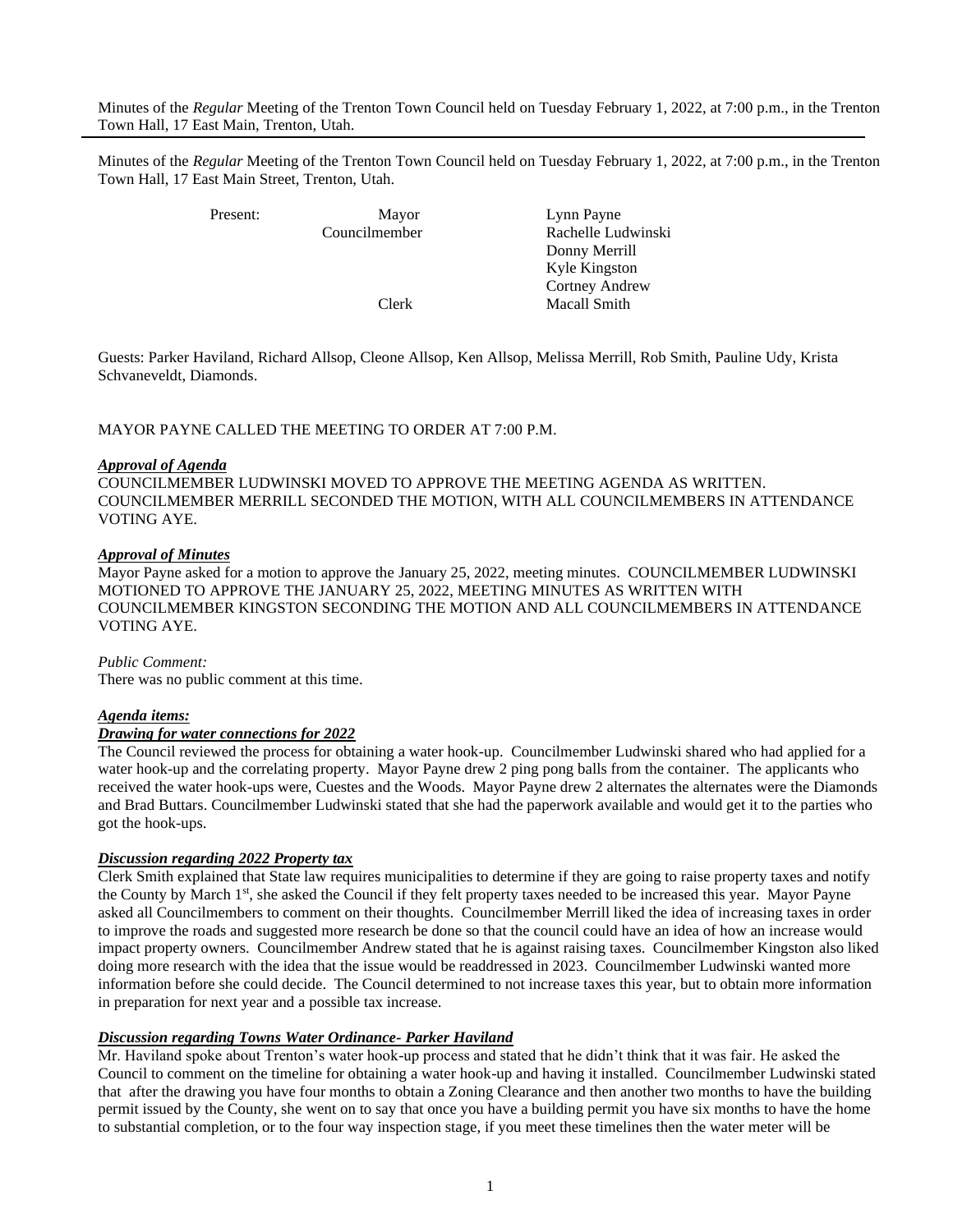Minutes of the *Regular* Meeting of the Trenton Town Council held on Tuesday February 1, 2022, at 7:00 p.m., in the Trenton Town Hall, 17 East Main Street, Trenton, Utah.

| Present: | Mayor | Lynn Payne |
|---|---|---|
| | Councilmember | Rachelle Ludwinski |
| | | Donny Merrill |
| | | Kyle Kingston |
| | | Cortney Andrew |
| | Clerk | Macall Smith |

Guests: Parker Haviland, Richard Allsop, Cleone Allsop, Ken Allsop, Melissa Merrill, Rob Smith, Pauline Udy, Krista Schvaneveldt, Diamonds.

MAYOR PAYNE CALLED THE MEETING TO ORDER AT 7:00 P.M.

***Approval of Agenda***

COUNCILMEMBER LUDWINSKI MOVED TO APPROVE THE MEETING AGENDA AS WRITTEN. COUNCILMEMBER MERRILL SECONDED THE MOTION, WITH ALL COUNCILMEMBERS IN ATTENDANCE VOTING AYE.

***Approval of Minutes***

Mayor Payne asked for a motion to approve the January 25, 2022, meeting minutes. COUNCILMEMBER LUDWINSKI MOTIONED TO APPROVE THE JANUARY 25, 2022, MEETING MINUTES AS WRITTEN WITH COUNCILMEMBER KINGSTON SECONDING THE MOTION AND ALL COUNCILMEMBERS IN ATTENDANCE VOTING AYE.

*Public Comment:*

There was no public comment at this time.

***Agenda items:***

***Drawing for water connections for 2022***

The Council reviewed the process for obtaining a water hook-up. Councilmember Ludwinski shared who had applied for a water hook-up and the correlating property. Mayor Payne drew 2 ping pong balls from the container. The applicants who received the water hook-ups were, Cuestes and the Woods. Mayor Payne drew 2 alternates the alternates were the Diamonds and Brad Buttars. Councilmember Ludwinski stated that she had the paperwork available and would get it to the parties who got the hook-ups.

***Discussion regarding 2022 Property tax***

Clerk Smith explained that State law requires municipalities to determine if they are going to raise property taxes and notify the County by March 1st, she asked the Council if they felt property taxes needed to be increased this year. Mayor Payne asked all Councilmembers to comment on their thoughts. Councilmember Merrill liked the idea of increasing taxes in order to improve the roads and suggested more research be done so that the council could have an idea of how an increase would impact property owners. Councilmember Andrew stated that he is against raising taxes. Councilmember Kingston also liked doing more research with the idea that the issue would be readdressed in 2023. Councilmember Ludwinski wanted more information before she could decide. The Council determined to not increase taxes this year, but to obtain more information in preparation for next year and a possible tax increase.

***Discussion regarding Towns Water Ordinance- Parker Haviland***

Mr. Haviland spoke about Trenton's water hook-up process and stated that he didn't think that it was fair. He asked the Council to comment on the timeline for obtaining a water hook-up and having it installed. Councilmember Ludwinski stated that after the drawing you have four months to obtain a Zoning Clearance and then another two months to have the building permit issued by the County, she went on to say that once you have a building permit you have six months to have the home to substantial completion, or to the four way inspection stage, if you meet these timelines then the water meter will be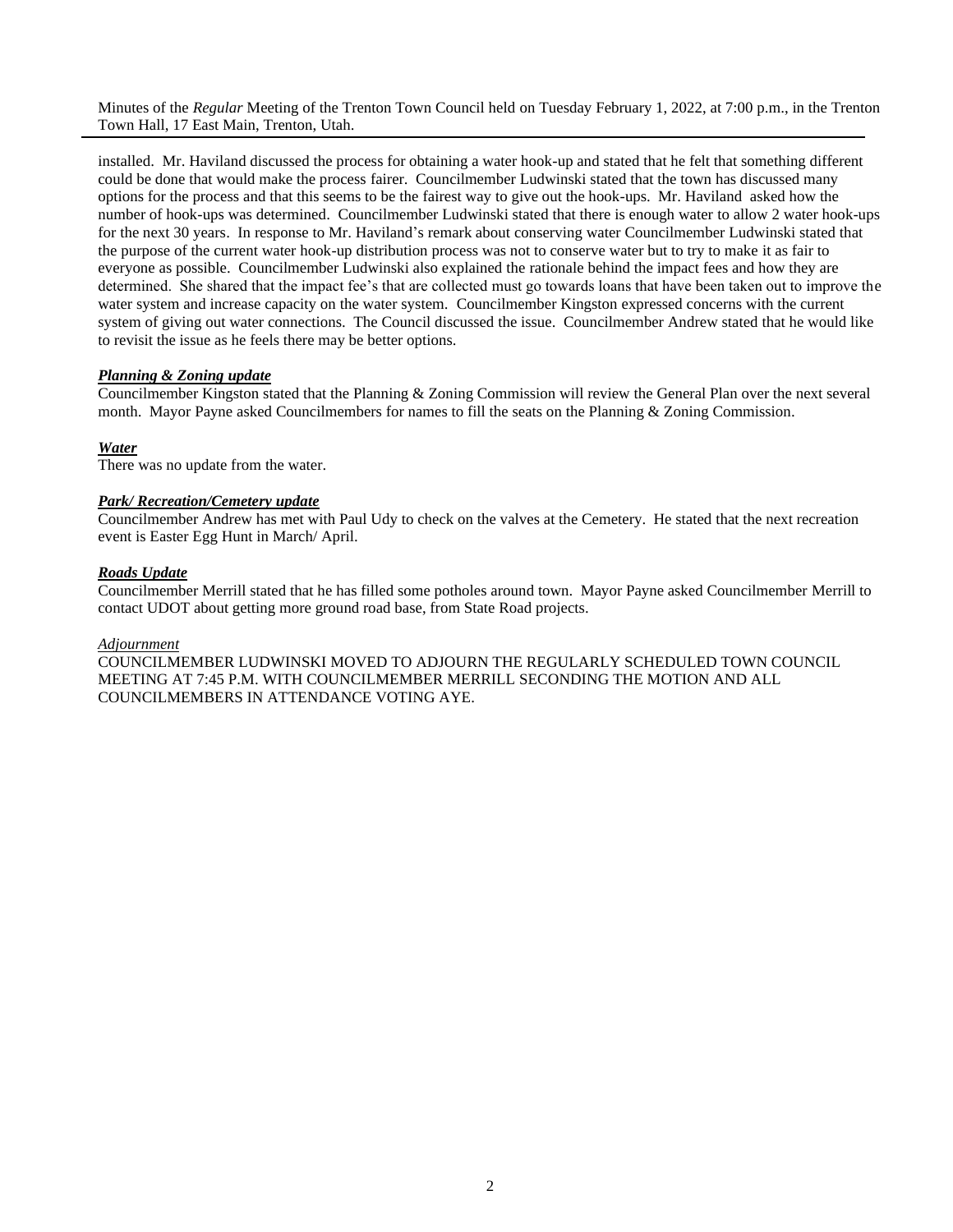installed. Mr. Haviland discussed the process for obtaining a water hook-up and stated that he felt that something different could be done that would make the process fairer. Councilmember Ludwinski stated that the town has discussed many options for the process and that this seems to be the fairest way to give out the hook-ups. Mr. Haviland asked how the number of hook-ups was determined. Councilmember Ludwinski stated that there is enough water to allow 2 water hook-ups for the next 30 years. In response to Mr. Haviland's remark about conserving water Councilmember Ludwinski stated that the purpose of the current water hook-up distribution process was not to conserve water but to try to make it as fair to everyone as possible. Councilmember Ludwinski also explained the rationale behind the impact fees and how they are determined. She shared that the impact fee's that are collected must go towards loans that have been taken out to improve the water system and increase capacity on the water system. Councilmember Kingston expressed concerns with the current system of giving out water connections. The Council discussed the issue. Councilmember Andrew stated that he would like to revisit the issue as he feels there may be better options.

***Planning & Zoning update***

Councilmember Kingston stated that the Planning & Zoning Commission will review the General Plan over the next several month. Mayor Payne asked Councilmembers for names to fill the seats on the Planning & Zoning Commission.

***Water***

There was no update from the water.

***Park/ Recreation/Cemetery update***

Councilmember Andrew has met with Paul Udy to check on the valves at the Cemetery. He stated that the next recreation event is Easter Egg Hunt in March/ April.

***Roads Update***

Councilmember Merrill stated that he has filled some potholes around town. Mayor Payne asked Councilmember Merrill to contact UDOT about getting more ground road base, from State Road projects.

*Adjournment*

COUNCILMEMBER LUDWINSKI MOVED TO ADJOURN THE REGULARLY SCHEDULED TOWN COUNCIL MEETING AT 7:45 P.M. WITH COUNCILMEMBER MERRILL SECONDING THE MOTION AND ALL COUNCILMEMBERS IN ATTENDANCE VOTING AYE.